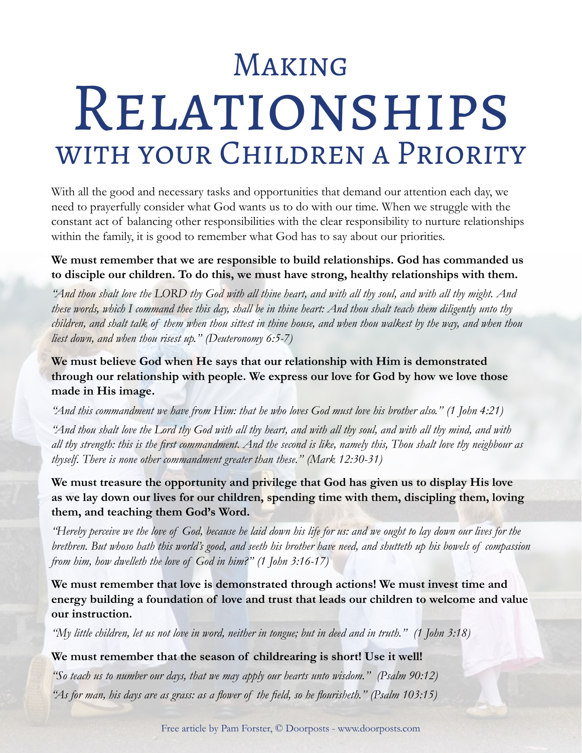# Making Relationships with your Children a Priority

With all the good and necessary tasks and opportunities that demand our attention each day, we need to prayerfully consider what God wants us to do with our time. When we struggle with the constant act of balancing other responsibilities with the clear responsibility to nurture relationships within the family, it is good to remember what God has to say about our priorities.

**We must remember that we are responsible to build relationships. God has commanded us to disciple our children. To do this, we must have strong, healthy relationships with them.**

*"And thou shalt love the LORD thy God with all thine heart, and with all thy soul, and with all thy might. And these words, which I command thee this day, shall be in thine heart: And thou shalt teach them diligently unto thy children, and shalt talk of them when thou sittest in thine house, and when thou walkest by the way, and when thou liest down, and when thou risest up." (Deuteronomy 6:5-7)*

**We must believe God when He says that our relationship with Him is demonstrated through our relationship with people. We express our love for God by how we love those made in His image.**

*"And this commandment we have from Him: that he who loves God must love his brother also." (1 John 4:21)*

*"And thou shalt love the Lord thy God with all thy heart, and with all thy soul, and with all thy mind, and with all thy strength: this is the first commandment. And the second is like, namely this, Thou shalt love thy neighbour as thyself. There is none other commandment greater than these." (Mark 12:30-31)*

**We must treasure the opportunity and privilege that God has given us to display His love as we lay down our lives for our children, spending time with them, discipling them, loving them, and teaching them God's Word.**

*"Hereby perceive we the love of God, because he laid down his life for us: and we ought to lay down our lives for the brethren. But whoso hath this world's good, and seeth his brother have need, and shutteth up his bowels of compassion from him, how dwelleth the love of God in him?" (1 John 3:16-17)*

**We must remember that love is demonstrated through actions! We must invest time and energy building a foundation of love and trust that leads our children to welcome and value our instruction.**

*"My little children, let us not love in word, neither in tongue; but in deed and in truth." (1 John 3:18)*

**We must remember that the season of childrearing is short! Use it well!**

*"So teach us to number our days, that we may apply our hearts unto wisdom." (Psalm 90:12)*

*"As for man, his days are as grass: as a flower of the field, so he flourisheth." (Psalm 103:15)*

Free article by Pam Forster, © Doorposts - www.doorposts.com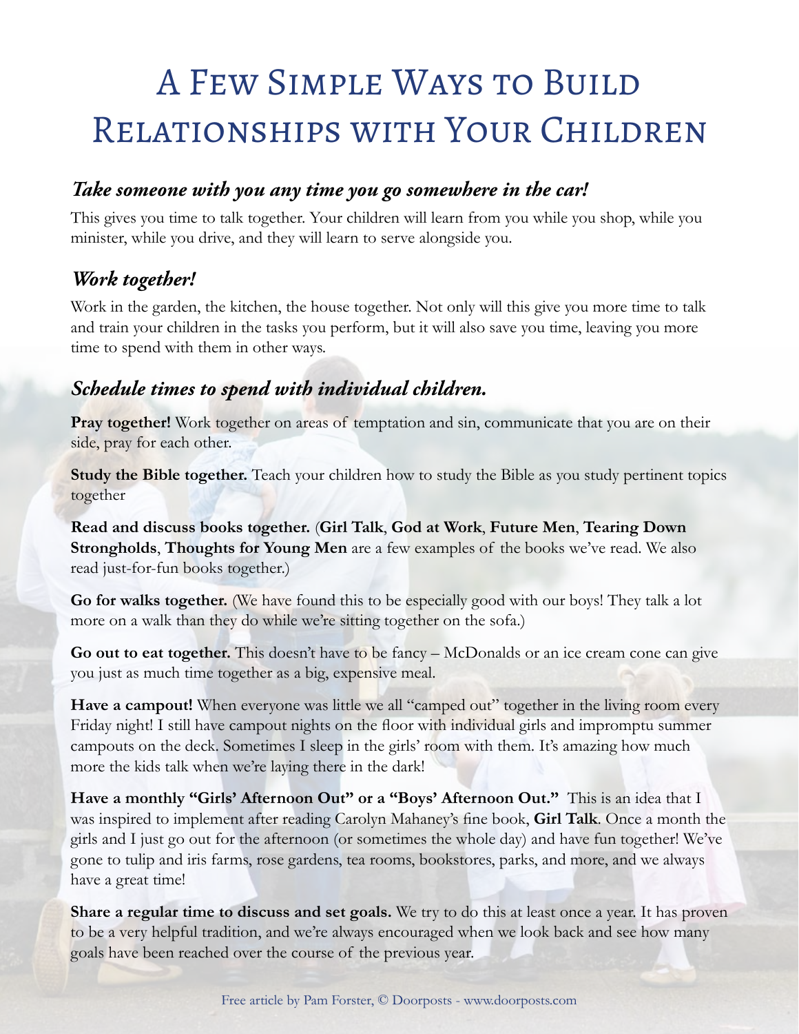# A Few Simple Ways to Build Relationships with Your Children

## *Take someone with you any time you go somewhere in the car!*

This gives you time to talk together. Your children will learn from you while you shop, while you minister, while you drive, and they will learn to serve alongside you.

## *Work together!*

Work in the garden, the kitchen, the house together. Not only will this give you more time to talk and train your children in the tasks you perform, but it will also save you time, leaving you more time to spend with them in other ways.

## *Schedule times to spend with individual children.*

**Pray together!** Work together on areas of temptation and sin, communicate that you are on their side, pray for each other.

**Study the Bible together.** Teach your children how to study the Bible as you study pertinent topics together

**Read and discuss books together.** (**Girl Talk**, **God at Work**, **Future Men**, **Tearing Down Strongholds**, **Thoughts for Young Men** are a few examples of the books we've read. We also read just-for-fun books together.)

**Go for walks together.** (We have found this to be especially good with our boys! They talk a lot more on a walk than they do while we're sitting together on the sofa.)

**Go out to eat together.** This doesn't have to be fancy – McDonalds or an ice cream cone can give you just as much time together as a big, expensive meal.

**Have a campout!** When everyone was little we all "camped out" together in the living room every Friday night! I still have campout nights on the floor with individual girls and impromptu summer campouts on the deck. Sometimes I sleep in the girls' room with them. It's amazing how much more the kids talk when we're laying there in the dark!

**Have a monthly "Girls' Afternoon Out" or a "Boys' Afternoon Out."** This is an idea that I was inspired to implement after reading Carolyn Mahaney's fine book, **Girl Talk**. Once a month the girls and I just go out for the afternoon (or sometimes the whole day) and have fun together! We've gone to tulip and iris farms, rose gardens, tea rooms, bookstores, parks, and more, and we always have a great time!

**Share a regular time to discuss and set goals.** We try to do this at least once a year. It has proven to be a very helpful tradition, and we're always encouraged when we look back and see how many goals have been reached over the course of the previous year.

Free article by Pam Forster, © Doorposts - www.doorposts.com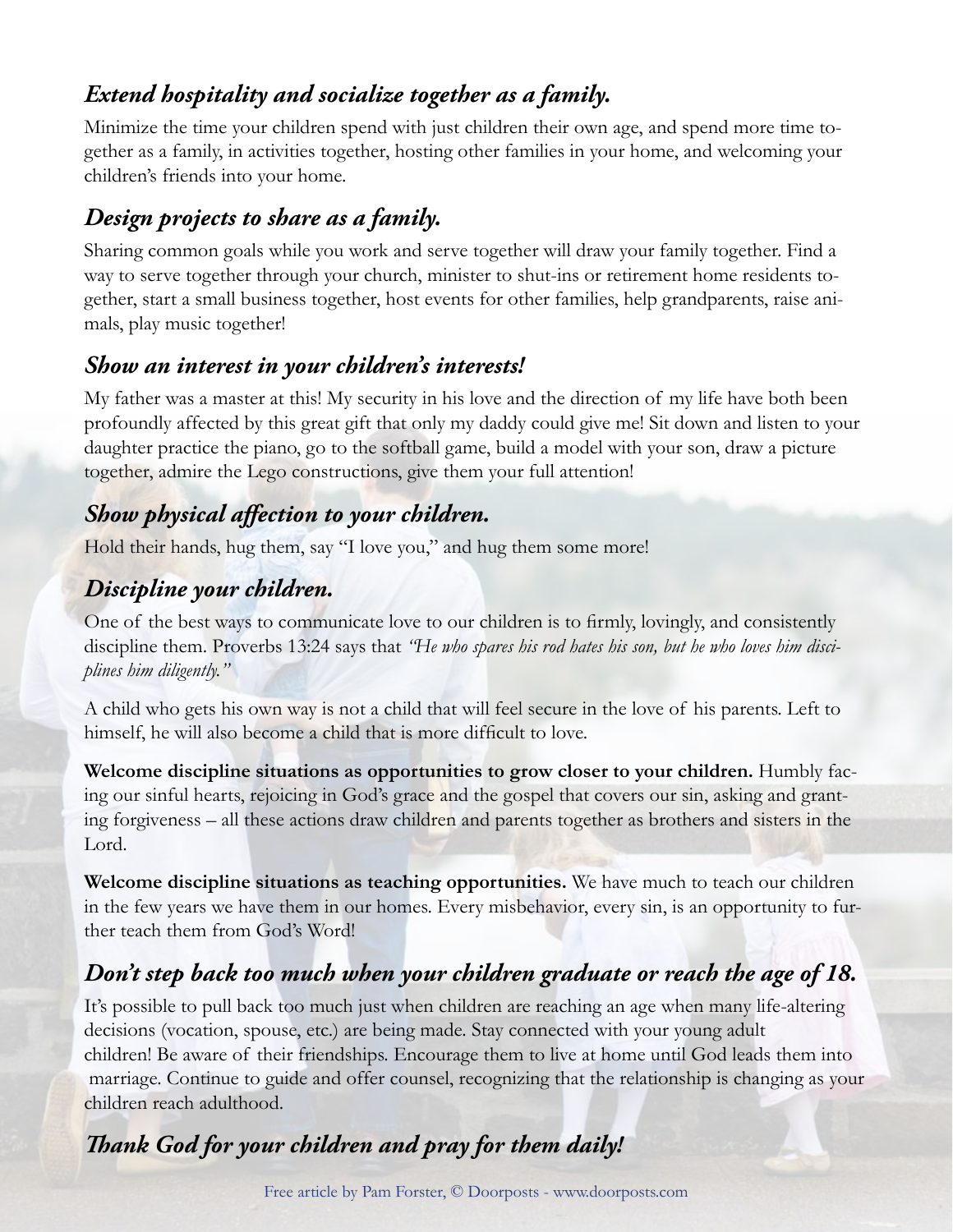## *Extend hospitality and socialize together as a family.*

Minimize the time your children spend with just children their own age, and spend more time together as a family, in activities together, hosting other families in your home, and welcoming your children's friends into your home.

## *Design projects to share as a family.*

Sharing common goals while you work and serve together will draw your family together. Find a way to serve together through your church, minister to shut-ins or retirement home residents together, start a small business together, host events for other families, help grandparents, raise animals, play music together!

## *Show an interest in your children's interests!*

My father was a master at this! My security in his love and the direction of my life have both been profoundly affected by this great gift that only my daddy could give me! Sit down and listen to your daughter practice the piano, go to the softball game, build a model with your son, draw a picture together, admire the Lego constructions, give them your full attention!

## *Show physical affection to your children.*

Hold their hands, hug them, say "I love you," and hug them some more!

## *Discipline your children.*

One of the best ways to communicate love to our children is to firmly, lovingly, and consistently discipline them. Proverbs 13:24 says that *"He who spares his rod hates his son, but he who loves him disciplines him diligently."*

A child who gets his own way is not a child that will feel secure in the love of his parents. Left to himself, he will also become a child that is more difficult to love.

**Welcome discipline situations as opportunities to grow closer to your children.** Humbly facing our sinful hearts, rejoicing in God's grace and the gospel that covers our sin, asking and granting forgiveness – all these actions draw children and parents together as brothers and sisters in the Lord.

**Welcome discipline situations as teaching opportunities.** We have much to teach our children in the few years we have them in our homes. Every misbehavior, every sin, is an opportunity to further teach them from God's Word!

## *Don't step back too much when your children graduate or reach the age of 18.*

It's possible to pull back too much just when children are reaching an age when many life-altering decisions (vocation, spouse, etc.) are being made. Stay connected with your young adult children! Be aware of their friendships. Encourage them to live at home until God leads them into marriage. Continue to guide and offer counsel, recognizing that the relationship is changing as your children reach adulthood.

## *Thank God for your children and pray for them daily!*

Free article by Pam Forster, © Doorposts - www.doorposts.com